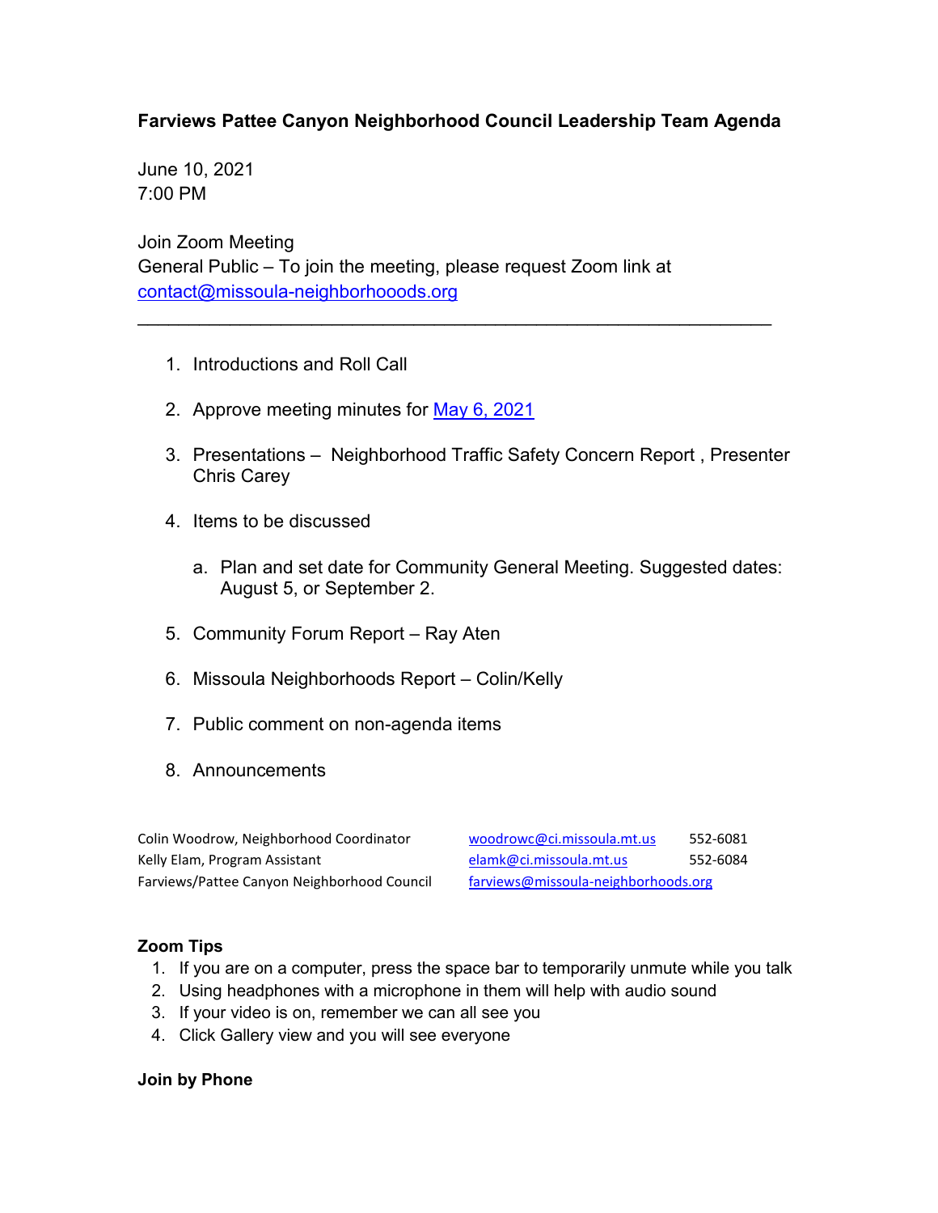**Farviews Pattee Canyon Neighborhood Council Leadership Team Agenda**

June 10, 2021
7:00 PM

Join Zoom Meeting
General Public – To join the meeting, please request Zoom link at contact@missoula-neighborhooods.org

---

1. Introductions and Roll Call
2. Approve meeting minutes for May 6, 2021
3. Presentations – Neighborhood Traffic Safety Concern Report , Presenter Chris Carey
4. Items to be discussed
    a. Plan and set date for Community General Meeting. Suggested dates: August 5, or September 2.
5. Community Forum Report – Ray Aten
6. Missoula Neighborhoods Report – Colin/Kelly
7. Public comment on non-agenda items
8. Announcements

| | | |
|---|---|---|
| Colin Woodrow, Neighborhood Coordinator | woodrowc@ci.missoula.mt.us | 552-6081 |
| Kelly Elam, Program Assistant | elamk@ci.missoula.mt.us | 552-6084 |
| Farviews/Pattee Canyon Neighborhood Council | farviews@missoula-neighborhoods.org | |

**Zoom Tips**

1. If you are on a computer, press the space bar to temporarily unmute while you talk
2. Using headphones with a microphone in them will help with audio sound
3. If your video is on, remember we can all see you
4. Click Gallery view and you will see everyone

**Join by Phone**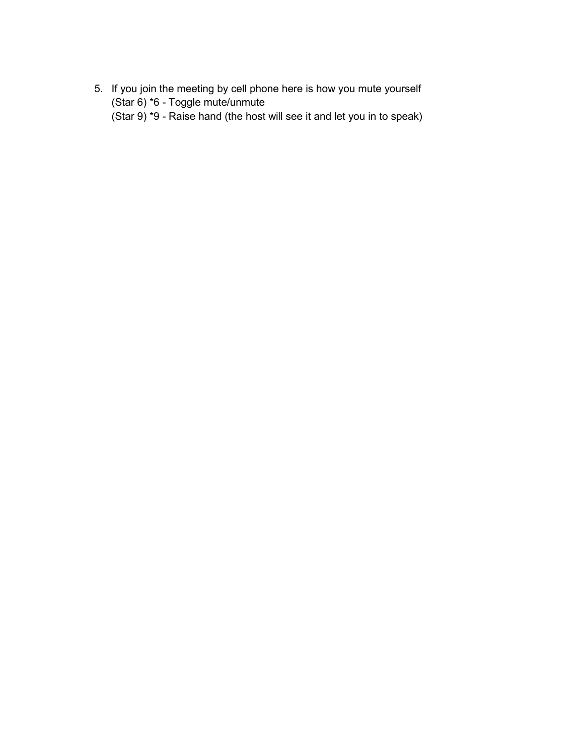5. If you join the meeting by cell phone here is how you mute yourself
   (Star 6) *6 - Toggle mute/unmute
   (Star 9) *9 - Raise hand (the host will see it and let you in to speak)